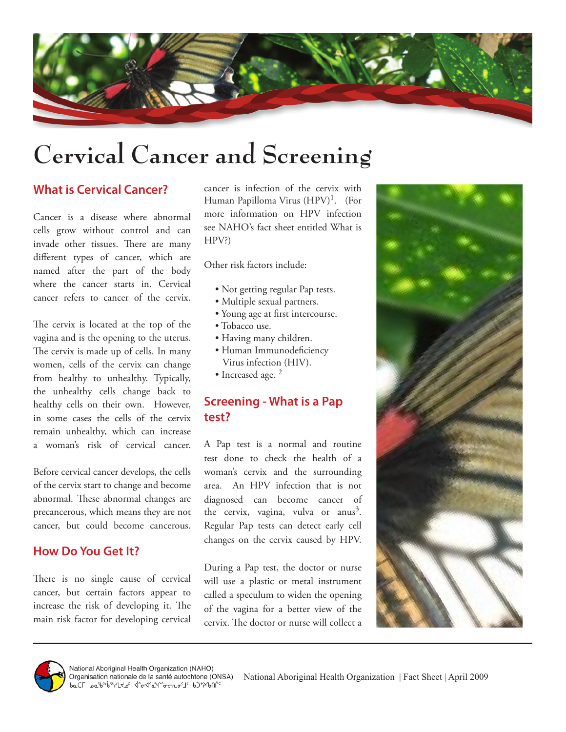# Cervical Cancer and Screening

## What is Cervical Cancer?

Cancer is a disease where abnormal cells grow without control and can invade other tissues. There are many different types of cancer, which are named after the part of the body where the cancer starts in. Cervical cancer refers to cancer of the cervix.

The cervix is located at the top of the vagina and is the opening to the uterus. The cervix is made up of cells. In many women, cells of the cervix can change from healthy to unhealthy. Typically, the unhealthy cells change back to healthy cells on their own. However, in some cases the cells of the cervix remain unhealthy, which can increase a woman's risk of cervical cancer.

Before cervical cancer develops, the cells of the cervix start to change and become abnormal. These abnormal changes are precancerous, which means they are not cancer, but could become cancerous.

## How Do You Get It?

There is no single cause of cervical cancer, but certain factors appear to increase the risk of developing it. The main risk factor for developing cervical cancer is infection of the cervix with Human Papilloma Virus (HPV)[1]. (For more information on HPV infection see NAHO's fact sheet entitled What is HPV?)

Other risk factors include:

- Not getting regular Pap tests.
- Multiple sexual partners.
- Young age at first intercourse.
- Tobacco use.
- Having many children.
- Human Immunodeficiency Virus infection (HIV).
- Increased age. [2]

## Screening - What is a Pap test?

A Pap test is a normal and routine test done to check the health of a woman's cervix and the surrounding area. An HPV infection that is not diagnosed can become cancer of the cervix, vagina, vulva or anus[3]. Regular Pap tests can detect early cell changes on the cervix caused by HPV.

During a Pap test, the doctor or nurse will use a plastic or metal instrument called a speculum to widen the opening of the vagina for a better view of the cervix. The doctor or nurse will collect a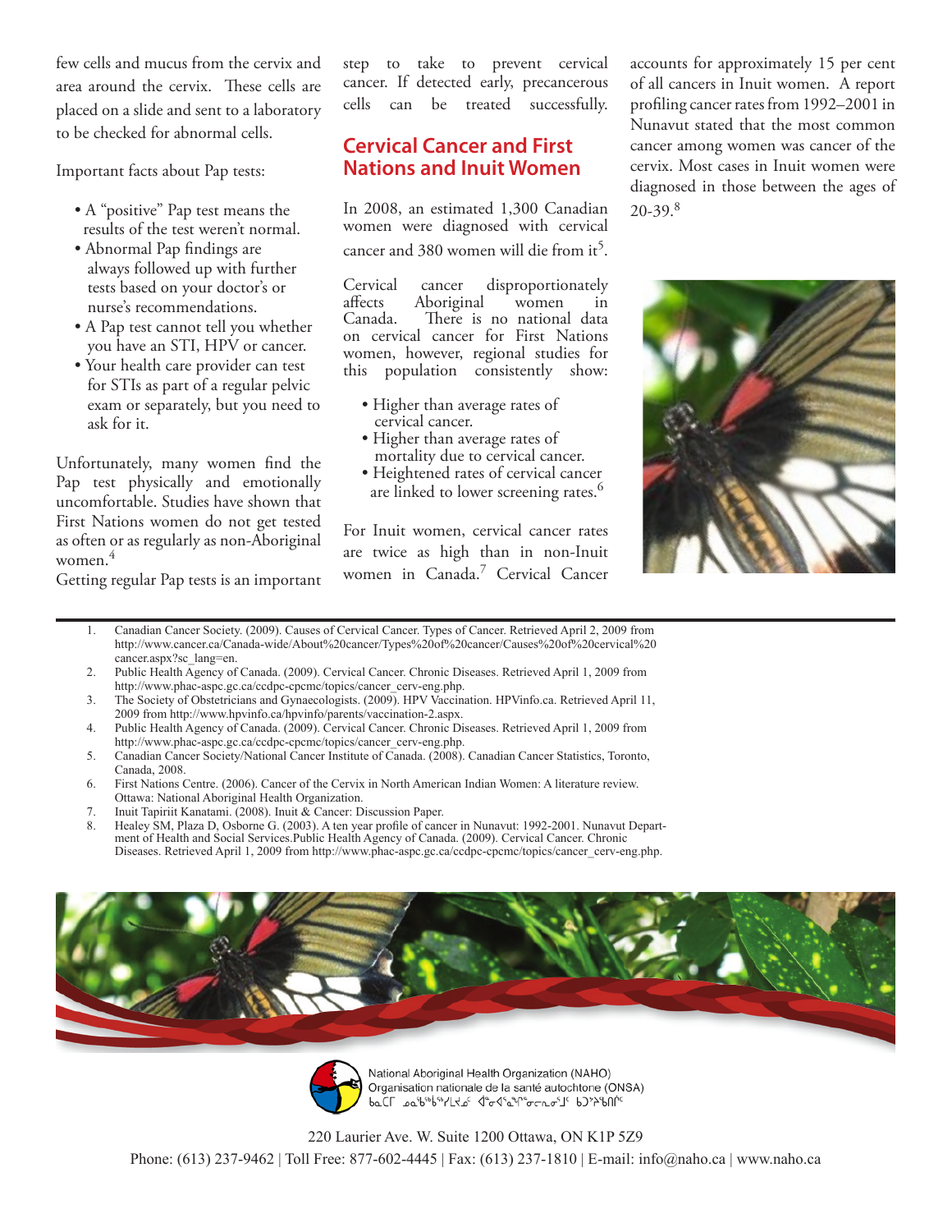few cells and mucus from the cervix and area around the cervix. These cells are placed on a slide and sent to a laboratory to be checked for abnormal cells.

Important facts about Pap tests:

- A "positive" Pap test means the results of the test weren't normal.
- Abnormal Pap findings are always followed up with further tests based on your doctor's or nurse's recommendations.
- A Pap test cannot tell you whether you have an STI, HPV or cancer.
- Your health care provider can test for STIs as part of a regular pelvic exam or separately, but you need to ask for it.

Unfortunately, many women find the Pap test physically and emotionally uncomfortable. Studies have shown that First Nations women do not get tested as often or as regularly as non-Aboriginal women.[4]

Getting regular Pap tests is an important step to take to prevent cervical cancer. If detected early, precancerous cells can be treated successfully.

## Cervical Cancer and First Nations and Inuit Women

In 2008, an estimated 1,300 Canadian women were diagnosed with cervical cancer and 380 women will die from it[5].

Cervical cancer disproportionately affects Aboriginal women in Canada. There is no national data on cervical cancer for First Nations women, however, regional studies for this population consistently show:

- Higher than average rates of cervical cancer.
- Higher than average rates of mortality due to cervical cancer.
- Heightened rates of cervical cancer are linked to lower screening rates.[6]

For Inuit women, cervical cancer rates are twice as high than in non-Inuit women in Canada.[7] Cervical Cancer accounts for approximately 15 per cent of all cancers in Inuit women. A report profiling cancer rates from 1992–2001 in Nunavut stated that the most common cancer among women was cancer of the cervix. Most cases in Inuit women were diagnosed in those between the ages of 20-39.[8]

---

1. Canadian Cancer Society. (2009). Causes of Cervical Cancer. Types of Cancer. Retrieved April 2, 2009 from http://www.cancer.ca/Canada-wide/About%20cancer/Types%20of%20cancer/Causes%20of%20cervical%20cancer.aspx?sc_lang=en.
2. Public Health Agency of Canada. (2009). Cervical Cancer. Chronic Diseases. Retrieved April 1, 2009 from http://www.phac-aspc.gc.ca/ccdpc-cpcmc/topics/cancer_cerv-eng.php.
3. The Society of Obstetricians and Gynaecologists. (2009). HPV Vaccination. HPVinfo.ca. Retrieved April 11, 2009 from http://www.hpvinfo.ca/hpvinfo/parents/vaccination-2.aspx.
4. Public Health Agency of Canada. (2009). Cervical Cancer. Chronic Diseases. Retrieved April 1, 2009 from http://www.phac-aspc.gc.ca/ccdpc-cpcmc/topics/cancer_cerv-eng.php.
5. Canadian Cancer Society/National Cancer Institute of Canada. (2008). Canadian Cancer Statistics, Toronto, Canada, 2008.
6. First Nations Centre. (2006). Cancer of the Cervix in North American Indian Women: A literature review. Ottawa: National Aboriginal Health Organization.
7. Inuit Tapiriit Kanatami. (2008). Inuit & Cancer: Discussion Paper.
8. Healey SM, Plaza D, Osborne G. (2003). A ten year profile of cancer in Nunavut: 1992-2001. Nunavut Department of Health and Social Services.Public Health Agency of Canada. (2009). Cervical Cancer. Chronic Diseases. Retrieved April 1, 2009 from http://www.phac-aspc.gc.ca/ccdpc-cpcmc/topics/cancer_cerv-eng.php.

National Aboriginal Health Organization (NAHO)
Organisation nationale de la santé autochtone (ONSA)
ᑲᓇᑕᒥ ᓄᓇᖃᖅᑳᖅᓯᒪᔪᓄᑦ ᐊᓐᓂᐊᖃᕐᓇᙱᓐᓂᓕᕆᔨᒃᑯᑦ

220 Laurier Ave. W. Suite 1200 Ottawa, ON K1P 5Z9
Phone: (613) 237-9462 | Toll Free: 877-602-4445 | Fax: (613) 237-1810 | E-mail: info@naho.ca | www.naho.ca